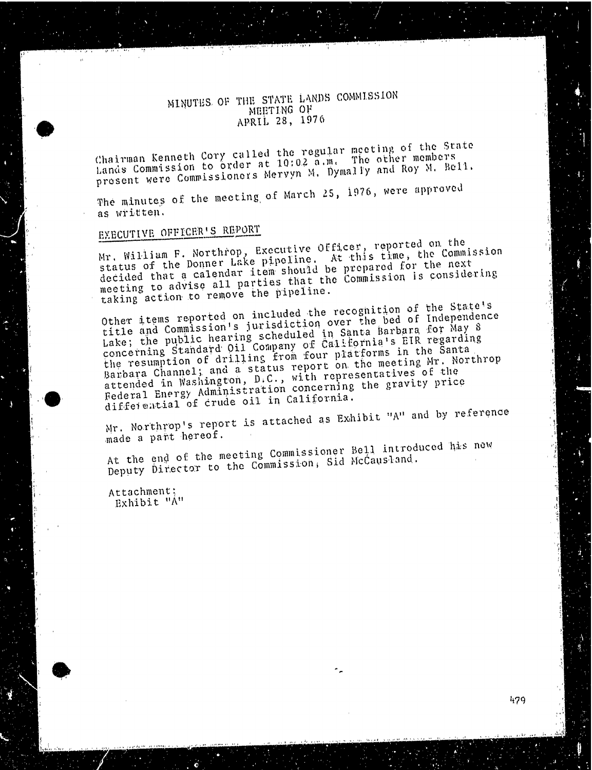# MINUTES OF THE STATE LANDS COMMISSION MEETING OF APRIL 28, 1976

Chairman Kenneth Cory called the regular meeting of the State Lands Commission to order at 10:02 a.m. The other members present were Commissioners Mervyn M. Dymally and Roy M. Bell.

The minutes of the meeting of March 25, 1976, were approved as written.

## EXECUTIVE OFFICER'S REPORT

Mr. William F. Northrop, Executive Officer, reported on the status of the Donner Lake pipeline. At this time, the Commission decided that a calendar item should be prepared for the next meeting to advise all parties that the Commission is considering taking action to remove the pipeline.

Other items reported on included the recognition of the State's title and Commission's jurisdiction over the bed of Independence Lake; the public hearing scheduled in Santa Barbara for May 8 concerning Standard Oil Company of California's EIR regarding the resumption of drilling from four platforms in the Santa Barbara Channel; and a status report on the meeting Mr. Northrop attended in Washington, D.C., with representatives of the Federal Energy Administration concerning the gravity price differential of crude oil in California.

Mr. Northrop's report is attached as Exhibit "A" and by reference made a part hereof.

At the end of the meeting Commissioner Bell introduced his new Deputy Director to the Commission, Sid McCausland.

Attachment:
Exhibit "A"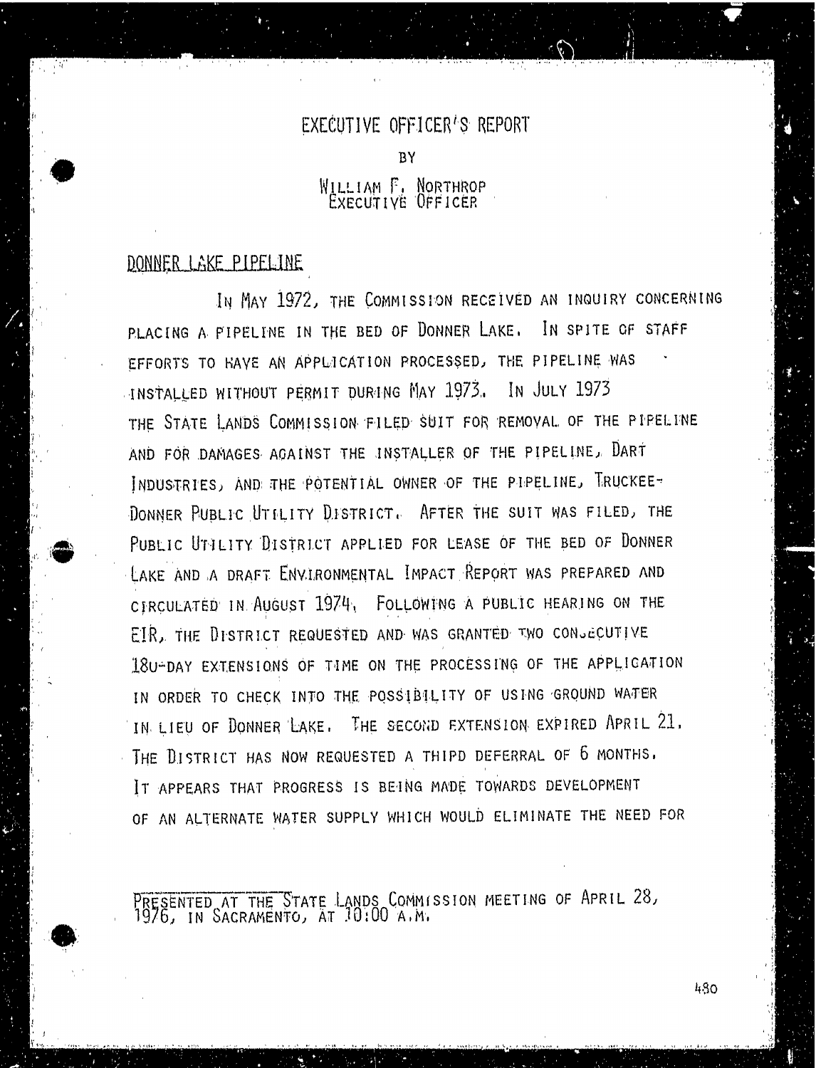# EXECUTIVE OFFICER'S REPORT

BY

WILLIAM F. NORTHROP
EXECUTIVE OFFICER

## DONNER LAKE PIPELINE

IN MAY 1972, THE COMMISSION RECEIVED AN INQUIRY CONCERNING PLACING A PIPELINE IN THE BED OF DONNER LAKE. IN SPITE OF STAFF EFFORTS TO HAVE AN APPLICATION PROCESSED, THE PIPELINE WAS INSTALLED WITHOUT PERMIT DURING MAY 1973. IN JULY 1973 THE STATE LANDS COMMISSION FILED SUIT FOR REMOVAL OF THE PIPELINE AND FOR DAMAGES AGAINST THE INSTALLER OF THE PIPELINE, DART INDUSTRIES, AND THE POTENTIAL OWNER OF THE PIPELINE, TRUCKEE-DONNER PUBLIC UTILITY DISTRICT. AFTER THE SUIT WAS FILED, THE PUBLIC UTILITY DISTRICT APPLIED FOR LEASE OF THE BED OF DONNER LAKE AND A DRAFT ENVIRONMENTAL IMPACT REPORT WAS PREPARED AND CIRCULATED IN AUGUST 1974. FOLLOWING A PUBLIC HEARING ON THE EIR, THE DISTRICT REQUESTED AND WAS GRANTED TWO CONSECUTIVE 180-DAY EXTENSIONS OF TIME ON THE PROCESSING OF THE APPLICATION IN ORDER TO CHECK INTO THE POSSIBILITY OF USING GROUND WATER IN LIEU OF DONNER LAKE. THE SECOND EXTENSION EXPIRED APRIL 21. THE DISTRICT HAS NOW REQUESTED A THIRD DEFERRAL OF 6 MONTHS. IT APPEARS THAT PROGRESS IS BEING MADE TOWARDS DEVELOPMENT OF AN ALTERNATE WATER SUPPLY WHICH WOULD ELIMINATE THE NEED FOR

PRESENTED AT THE STATE LANDS COMMISSION MEETING OF APRIL 28, 1976, IN SACRAMENTO, AT 10:00 A.M.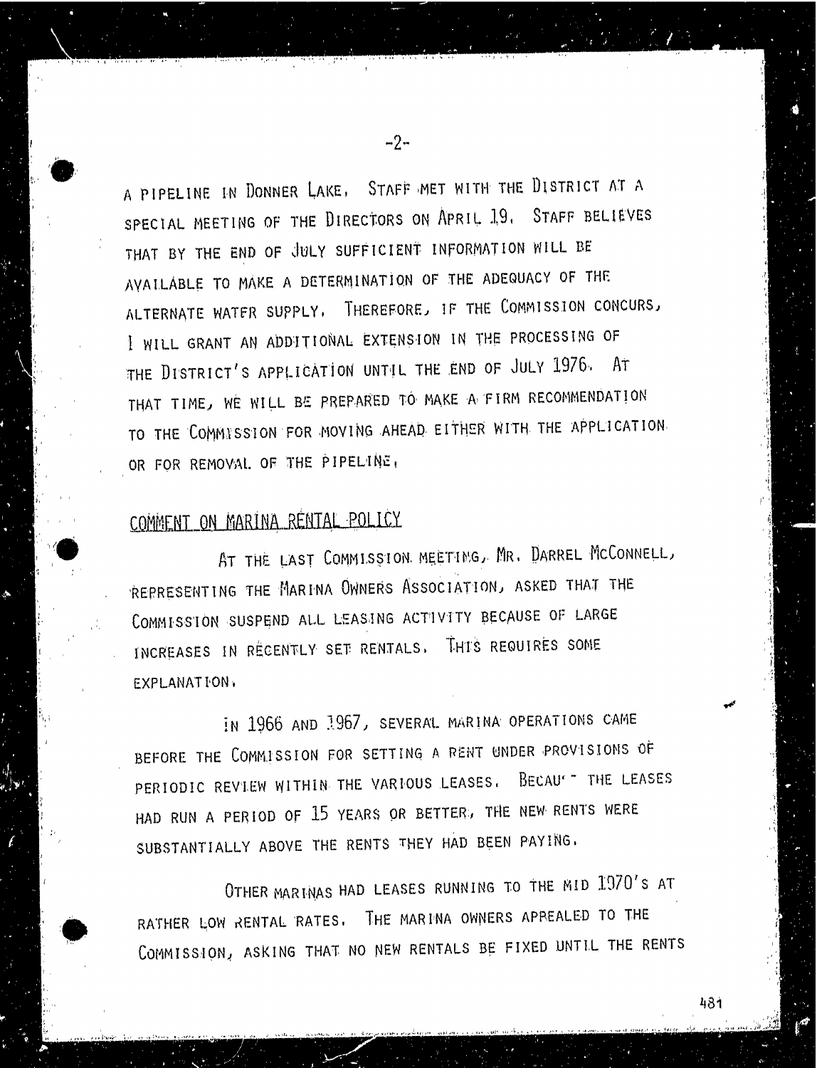A PIPELINE IN DONNER LAKE. STAFF MET WITH THE DISTRICT AT A SPECIAL MEETING OF THE DIRECTORS ON APRIL 19. STAFF BELIEVES THAT BY THE END OF JULY SUFFICIENT INFORMATION WILL BE AVAILABLE TO MAKE A DETERMINATION OF THE ADEQUACY OF THE ALTERNATE WATER SUPPLY. THEREFORE, IF THE COMMISSION CONCURS, I WILL GRANT AN ADDITIONAL EXTENSION IN THE PROCESSING OF THE DISTRICT'S APPLICATION UNTIL THE END OF JULY 1976. AT THAT TIME, WE WILL BE PREPARED TO MAKE A FIRM RECOMMENDATION TO THE COMMISSION FOR MOVING AHEAD EITHER WITH THE APPLICATION OR FOR REMOVAL OF THE PIPELINE.

COMMENT ON MARINA RENTAL POLICY

AT THE LAST COMMISSION MEETING, MR. DARREL MCCONNELL, REPRESENTING THE MARINA OWNERS ASSOCIATION, ASKED THAT THE COMMISSION SUSPEND ALL LEASING ACTIVITY BECAUSE OF LARGE INCREASES IN RECENTLY SET RENTALS. THIS REQUIRES SOME EXPLANATION.

IN 1966 AND 1967, SEVERAL MARINA OPERATIONS CAME BEFORE THE COMMISSION FOR SETTING A RENT UNDER PROVISIONS OF PERIODIC REVIEW WITHIN THE VARIOUS LEASES. BECAUSE THE LEASES HAD RUN A PERIOD OF 15 YEARS OR BETTER, THE NEW RENTS WERE SUBSTANTIALLY ABOVE THE RENTS THEY HAD BEEN PAYING.

OTHER MARINAS HAD LEASES RUNNING TO THE MID 1970'S AT RATHER LOW RENTAL RATES. THE MARINA OWNERS APPEALED TO THE COMMISSION, ASKING THAT NO NEW RENTALS BE FIXED UNTIL THE RENTS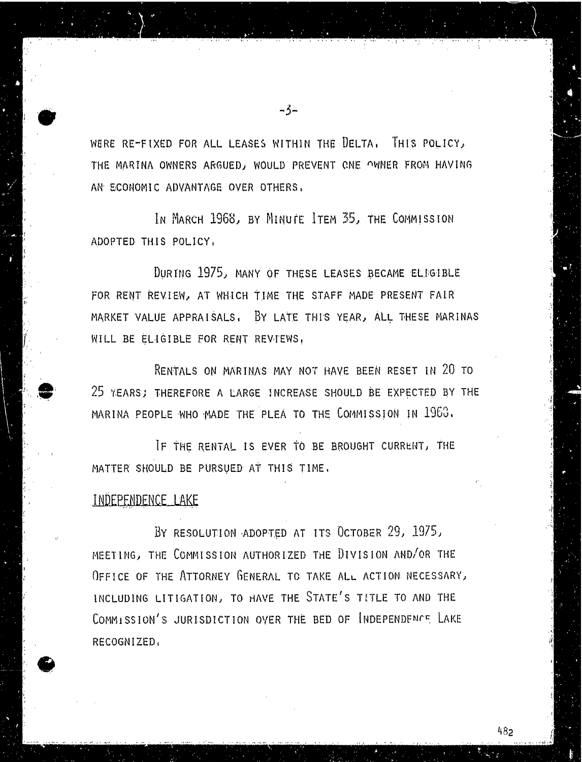WERE RE-FIXED FOR ALL LEASES WITHIN THE DELTA. THIS POLICY, THE MARINA OWNERS ARGUED, WOULD PREVENT ONE OWNER FROM HAVING AN ECONOMIC ADVANTAGE OVER OTHERS.

IN MARCH 1968, BY MINUTE ITEM 35, THE COMMISSION ADOPTED THIS POLICY.

DURING 1975, MANY OF THESE LEASES BECAME ELIGIBLE FOR RENT REVIEW, AT WHICH TIME THE STAFF MADE PRESENT FAIR MARKET VALUE APPRAISALS. BY LATE THIS YEAR, ALL THESE MARINAS WILL BE ELIGIBLE FOR RENT REVIEWS.

RENTALS ON MARINAS MAY NOT HAVE BEEN RESET IN 20 TO 25 YEARS; THEREFORE A LARGE INCREASE SHOULD BE EXPECTED BY THE MARINA PEOPLE WHO MADE THE PLEA TO THE COMMISSION IN 1968.

IF THE RENTAL IS EVER TO BE BROUGHT CURRENT, THE MATTER SHOULD BE PURSUED AT THIS TIME.

## INDEPENDENCE LAKE

BY RESOLUTION ADOPTED AT ITS OCTOBER 29, 1975, MEETING, THE COMMISSION AUTHORIZED THE DIVISION AND/OR THE OFFICE OF THE ATTORNEY GENERAL TO TAKE ALL ACTION NECESSARY, INCLUDING LITIGATION, TO HAVE THE STATE'S TITLE TO AND THE COMMISSION'S JURISDICTION OVER THE BED OF INDEPENDENCE LAKE RECOGNIZED.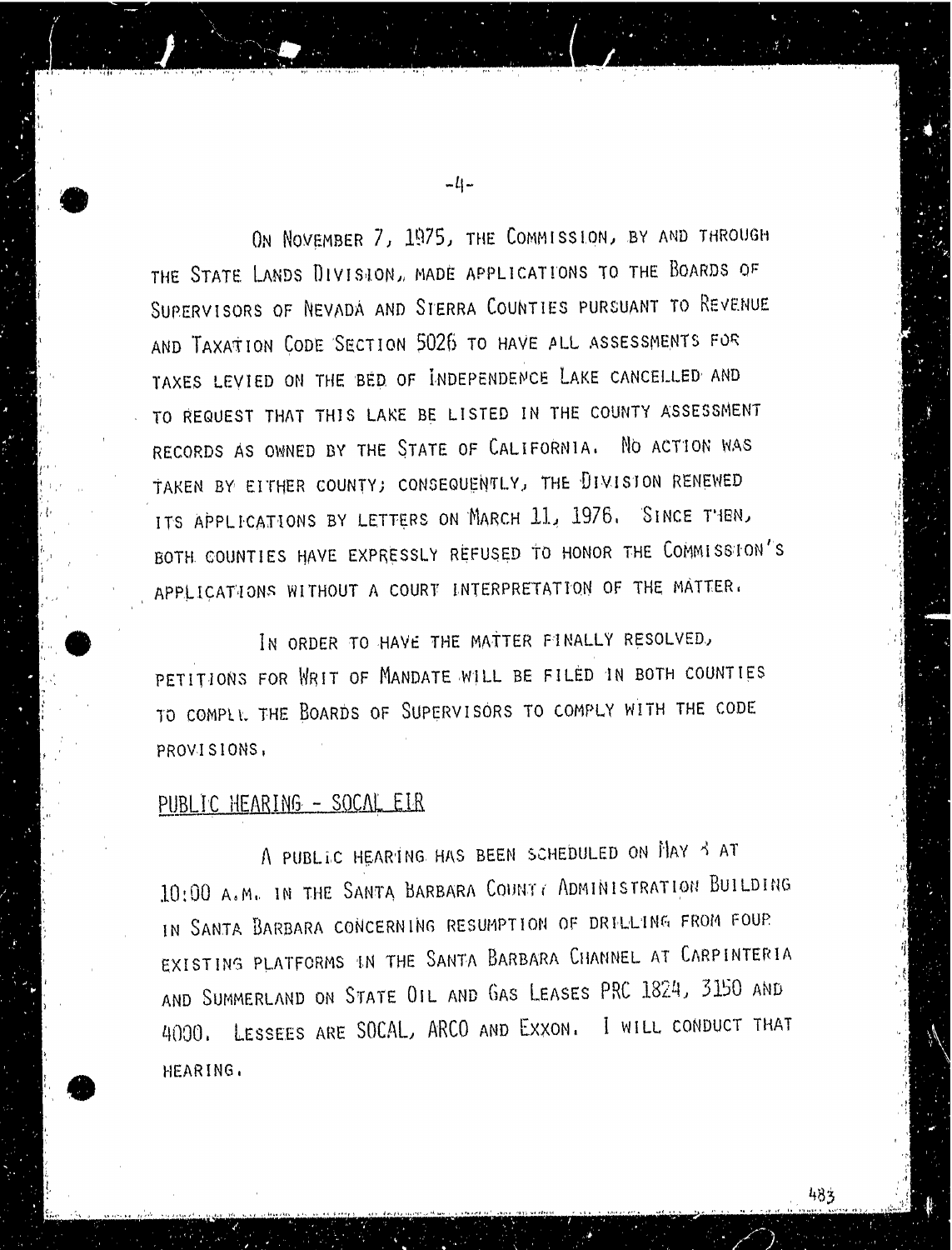ON NOVEMBER 7, 1975, THE COMMISSION, BY AND THROUGH THE STATE LANDS DIVISION, MADE APPLICATIONS TO THE BOARDS OF SUPERVISORS OF NEVADA AND SIERRA COUNTIES PURSUANT TO REVENUE AND TAXATION CODE SECTION 5026 TO HAVE ALL ASSESSMENTS FOR TAXES LEVIED ON THE BED OF INDEPENDENCE LAKE CANCELLED AND TO REQUEST THAT THIS LAKE BE LISTED IN THE COUNTY ASSESSMENT RECORDS AS OWNED BY THE STATE OF CALIFORNIA. NO ACTION WAS TAKEN BY EITHER COUNTY; CONSEQUENTLY, THE DIVISION RENEWED ITS APPLICATIONS BY LETTERS ON MARCH 11, 1976. SINCE THEN, BOTH COUNTIES HAVE EXPRESSLY REFUSED TO HONOR THE COMMISSION'S APPLICATIONS WITHOUT A COURT INTERPRETATION OF THE MATTER.

IN ORDER TO HAVE THE MATTER FINALLY RESOLVED, PETITIONS FOR WRIT OF MANDATE WILL BE FILED IN BOTH COUNTIES TO COMPEL THE BOARDS OF SUPERVISORS TO COMPLY WITH THE CODE PROVISIONS.

## PUBLIC HEARING - SOCAL EIR

A PUBLIC HEARING HAS BEEN SCHEDULED ON MAY 3 AT 10:00 A.M. IN THE SANTA BARBARA COUNTY ADMINISTRATION BUILDING IN SANTA BARBARA CONCERNING RESUMPTION OF DRILLING FROM FOUR EXISTING PLATFORMS IN THE SANTA BARBARA CHANNEL AT CARPINTERIA AND SUMMERLAND ON STATE OIL AND GAS LEASES PRC 1824, 3150 AND 4000. LESSEES ARE SOCAL, ARCO AND EXXON. I WILL CONDUCT THAT HEARING.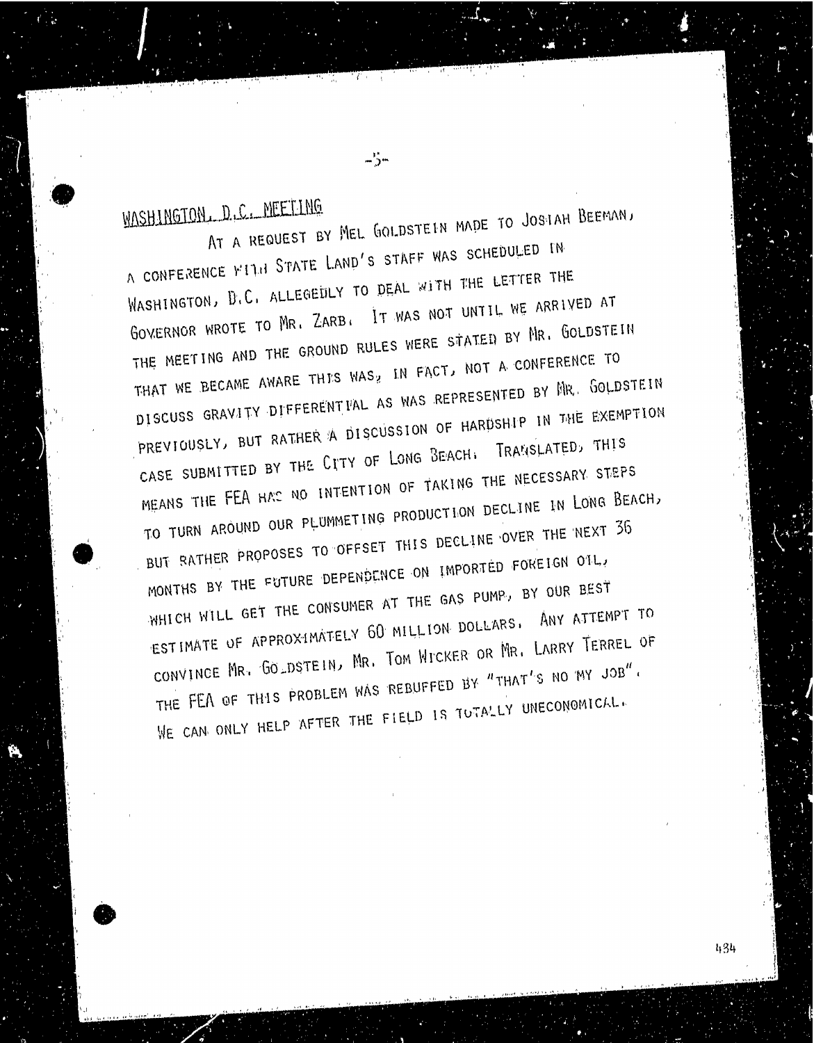## WASHINGTON, D.C. MEETING

AT A REQUEST BY MEL GOLDSTEIN MADE TO JOSIAH BEEMAN, A CONFERENCE WITH STATE LAND'S STAFF WAS SCHEDULED IN WASHINGTON, D.C. ALLEGEDLY TO DEAL WITH THE LETTER THE GOVERNOR WROTE TO MR. ZARB. IT WAS NOT UNTIL WE ARRIVED AT THE MEETING AND THE GROUND RULES WERE STATED BY MR. GOLDSTEIN THAT WE BECAME AWARE THIS WAS, IN FACT, NOT A CONFERENCE TO DISCUSS GRAVITY DIFFERENTIAL AS WAS REPRESENTED BY MR. GOLDSTEIN PREVIOUSLY, BUT RATHER A DISCUSSION OF HARDSHIP IN THE EXEMPTION CASE SUBMITTED BY THE CITY OF LONG BEACH. TRANSLATED, THIS MEANS THE FEA HAS NO INTENTION OF TAKING THE NECESSARY STEPS TO TURN AROUND OUR PLUMMETING PRODUCTION DECLINE IN LONG BEACH, BUT RATHER PROPOSES TO OFFSET THIS DECLINE OVER THE NEXT 36 MONTHS BY THE FUTURE DEPENDENCE ON IMPORTED FOREIGN OIL, WHICH WILL GET THE CONSUMER AT THE GAS PUMP, BY OUR BEST ESTIMATE OF APPROXIMATELY 60 MILLION DOLLARS. ANY ATTEMPT TO CONVINCE MR. GOLDSTEIN, MR. TOM WICKER OR MR. LARRY TERREL OF THE FEA OF THIS PROBLEM WAS REBUFFED BY "THAT'S NO MY JOB". WE CAN ONLY HELP AFTER THE FIELD IS TOTALLY UNECONOMICAL.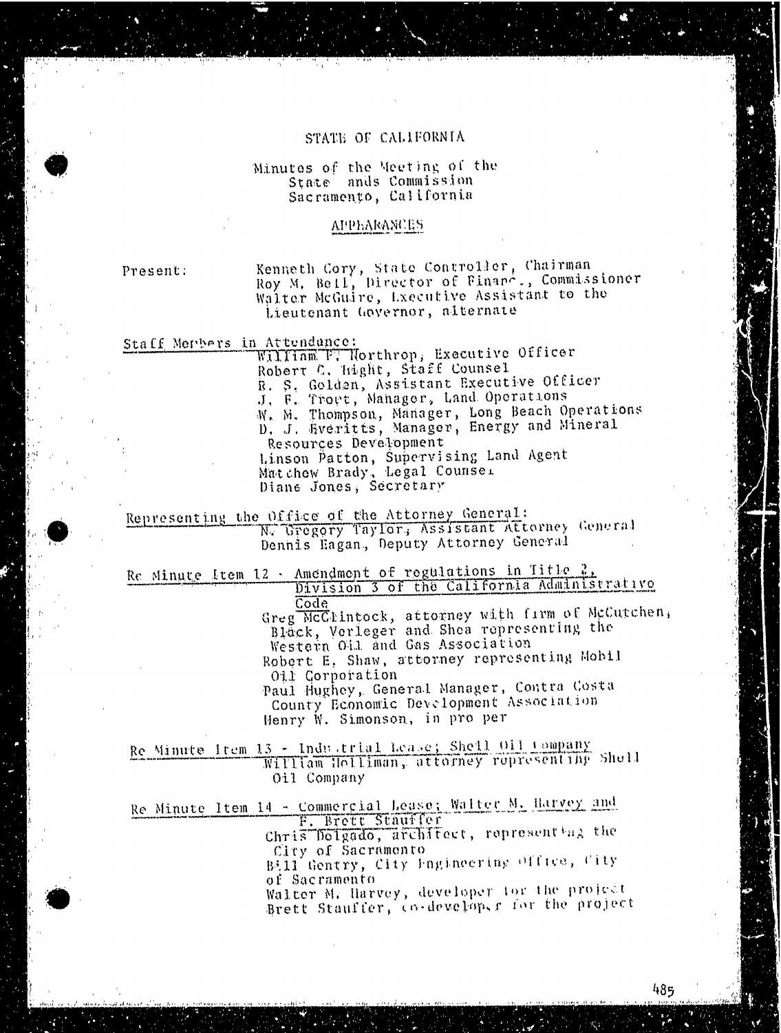STATE OF CALIFORNIA

Minutes of the Meeting of the
State ands Commission
Sacramento, California

APPEARANCES

Present: Kenneth Cory, State Controller, Chairman
Roy M. Bell, Director of Financ., Commissioner
Walter McGuire, Executive Assistant to the Lieutenant Governor, alternate

Staff Members in Attendance:

William F. Northrop, Executive Officer
Robert C. Hight, Staff Counsel
R. S. Golden, Assistant Executive Officer
J. F. Trout, Manager, Land Operations
W. M. Thompson, Manager, Long Beach Operations
D. J. Everitts, Manager, Energy and Mineral Resources Development
Linson Patton, Supervising Land Agent
Matthew Brady, Legal Counsel
Diane Jones, Secretary

Representing the Office of the Attorney General:

N. Gregory Taylor, Assistant Attorney General
Dennis Eagan, Deputy Attorney General

Re Minute Item 12 - Amendment of regulations in Title 2, Division 3 of the California Administrative Code

Greg McClintock, attorney with firm of McCutchen, Black, Verleger and Shea representing the Western Oil and Gas Association
Robert E. Shaw, attorney representing Mobil Oil Corporation
Paul Hughey, General Manager, Contra Costa County Economic Development Association
Henry W. Simonson, in pro per

Re Minute Item 13 - Industrial Lease; Shell Oil Company

William Holliman, attorney representing Shell Oil Company

Re Minute Item 14 - Commercial Lease; Walter M. Harvey and F. Brett Stauffer

Chris Delgado, architect, representing the City of Sacramento
Bill Gentry, City Engineering Office, City of Sacramento
Walter M. Harvey, developer for the project
Brett Stauffer, co-developer for the project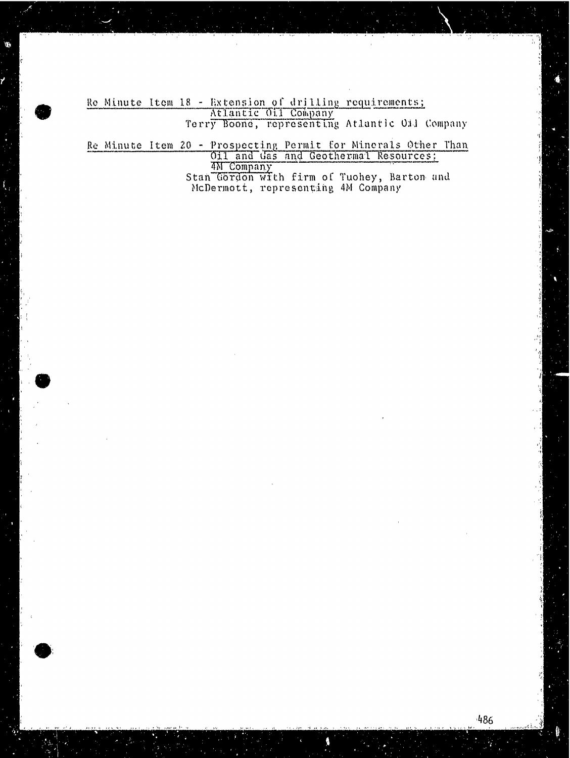Re Minute Item 18 - Extension of drilling requirements; Atlantic Oil Company
Terry Boone, representing Atlantic Oil Company

Re Minute Item 20 - Prospecting Permit for Minerals Other Than Oil and Gas and Geothermal Resources; 4M Company
Stan Gordon with firm of Tuohey, Barton and McDermott, representing 4M Company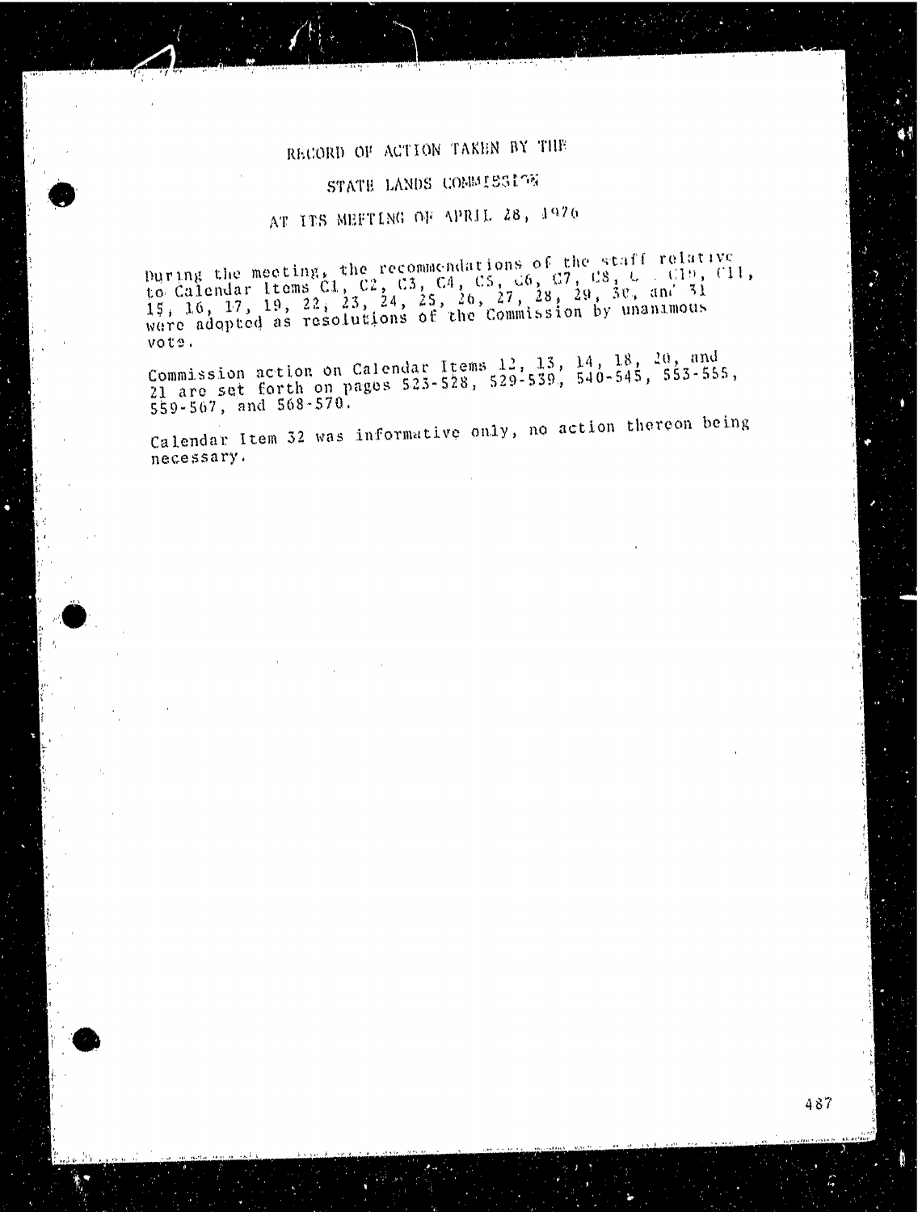# RECORD OF ACTION TAKEN BY THE

# STATE LANDS COMMISSION

# AT ITS MEETING OF APRIL 28, 1976

During the meeting, the recommendations of the staff relative to Calendar Items C1, C2, C3, C4, C5, C6, C7, C8, C . C10, C11, 15, 16, 17, 19, 22, 23, 24, 25, 26, 27, 28, 29, 30, and 31 were adopted as resolutions of the Commission by unanimous vote.

Commission action on Calendar Items 12, 13, 14, 18, 20, and 21 are set forth on pages 523-528, 529-539, 540-545, 553-555, 559-567, and 568-570.

Calendar Item 32 was informative only, no action thereon being necessary.